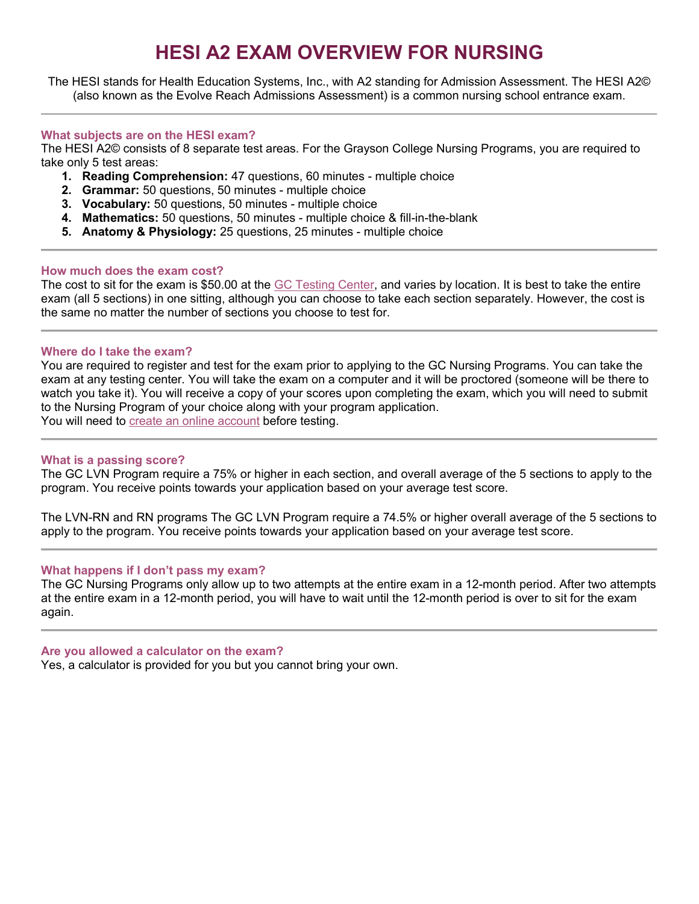# HESI A2 EXAM OVERVIEW FOR NURSING

The HESI stands for Health Education Systems, Inc., with A2 standing for Admission Assessment. The HESI A2© (also known as the Evolve Reach Admissions Assessment) is a common nursing school entrance exam.

### What subjects are on the HESI exam?

The HESI A2© consists of 8 separate test areas. For the Grayson College Nursing Programs, you are required to take only 5 test areas:

1. **Reading Comprehension:** 47 questions, 60 minutes - multiple choice
2. **Grammar:** 50 questions, 50 minutes - multiple choice
3. **Vocabulary:** 50 questions, 50 minutes - multiple choice
4. **Mathematics:** 50 questions, 50 minutes - multiple choice & fill-in-the-blank
5. **Anatomy & Physiology:** 25 questions, 25 minutes - multiple choice

### How much does the exam cost?

The cost to sit for the exam is $50.00 at the GC Testing Center, and varies by location. It is best to take the entire exam (all 5 sections) in one sitting, although you can choose to take each section separately. However, the cost is the same no matter the number of sections you choose to test for.

### Where do I take the exam?

You are required to register and test for the exam prior to applying to the GC Nursing Programs. You can take the exam at any testing center. You will take the exam on a computer and it will be proctored (someone will be there to watch you take it). You will receive a copy of your scores upon completing the exam, which you will need to submit to the Nursing Program of your choice along with your program application.
You will need to create an online account before testing.

### What is a passing score?

The GC LVN Program require a 75% or higher in each section, and overall average of the 5 sections to apply to the program. You receive points towards your application based on your average test score.

The LVN-RN and RN programs The GC LVN Program require a 74.5% or higher overall average of the 5 sections to apply to the program. You receive points towards your application based on your average test score.

### What happens if I don't pass my exam?

The GC Nursing Programs only allow up to two attempts at the entire exam in a 12-month period. After two attempts at the entire exam in a 12-month period, you will have to wait until the 12-month period is over to sit for the exam again.

### Are you allowed a calculator on the exam?

Yes, a calculator is provided for you but you cannot bring your own.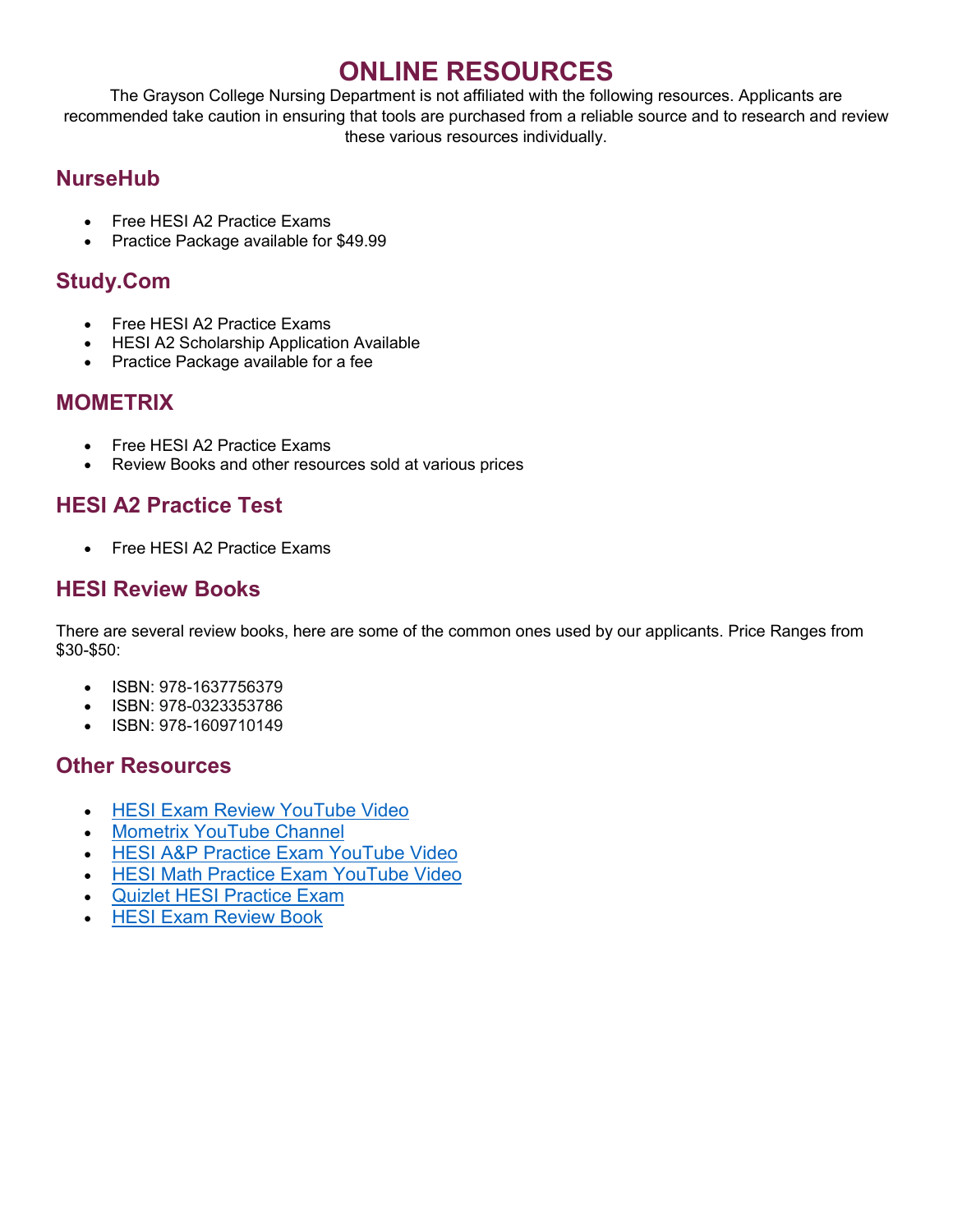# ONLINE RESOURCES

The Grayson College Nursing Department is not affiliated with the following resources. Applicants are recommended take caution in ensuring that tools are purchased from a reliable source and to research and review these various resources individually.

## NurseHub

- Free HESI A2 Practice Exams
- Practice Package available for $49.99

## Study.Com

- Free HESI A2 Practice Exams
- HESI A2 Scholarship Application Available
- Practice Package available for a fee

## MOMETRIX

- Free HESI A2 Practice Exams
- Review Books and other resources sold at various prices

## HESI A2 Practice Test

- Free HESI A2 Practice Exams

## HESI Review Books

There are several review books, here are some of the common ones used by our applicants. Price Ranges from $30-$50:

- ISBN: 978-1637756379
- ISBN: 978-0323353786
- ISBN: 978-1609710149

## Other Resources

- HESI Exam Review YouTube Video
- Mometrix YouTube Channel
- HESI A&P Practice Exam YouTube Video
- HESI Math Practice Exam YouTube Video
- Quizlet HESI Practice Exam
- HESI Exam Review Book